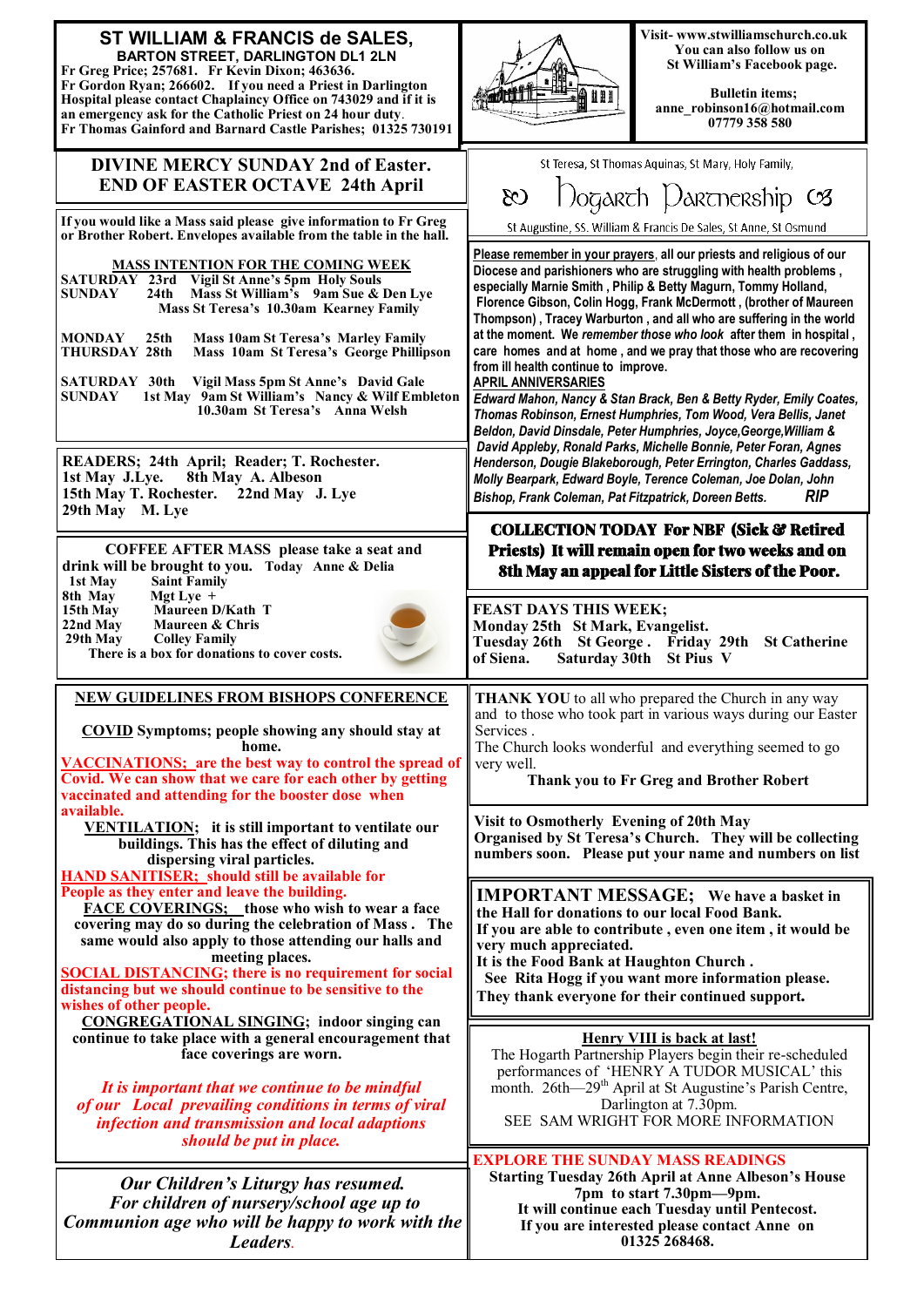# ST WILLIAM & FRANCIS de SALES,

**BARTON STREET, DARLINGTON DL1 2LN**

**Fr Greg Price; 257681. Fr Kevin Dixon; 463636.**
**Fr Gordon Ryan; 266602. If you need a Priest in Darlington Hospital please contact Chaplaincy Office on 743029 and if it is an emergency ask for the Catholic Priest on 24 hour duty.**
**Fr Thomas Gainford and Barnard Castle Parishes; 01325 730191**

**Visit- www.stwilliamschurch.co.uk**
**You can also follow us on St William's Facebook page.**

**Bulletin items; anne_robinson16@hotmail.com 07779 358 580**

## DIVINE MERCY SUNDAY 2nd of Easter. END OF EASTER OCTAVE 24th April

St Teresa, St Thomas Aquinas, St Mary, Holy Family,

## Hogarth Partnership

St Augustine, SS. William & Francis De Sales, St Anne, St Osmund

**If you would like a Mass said please give information to Fr Greg or Brother Robert. Envelopes available from the table in the hall.**

**MASS INTENTION FOR THE COMING WEEK**

**SATURDAY 23rd Vigil St Anne's 5pm Holy Souls**
**SUNDAY 24th Mass St William's 9am Sue & Den Lye**
**Mass St Teresa's 10.30am Kearney Family**

**MONDAY 25th Mass 10am St Teresa's Marley Family**
**THURSDAY 28th Mass 10am St Teresa's George Phillipson**

**SATURDAY 30th Vigil Mass 5pm St Anne's David Gale**
**SUNDAY 1st May 9am St William's Nancy & Wilf Embleton**
**10.30am St Teresa's Anna Welsh**

**READERS; 24th April; Reader; T. Rochester.**
**1st May J.Lye. 8th May A. Albeson**
**15th May T. Rochester. 22nd May J. Lye**
**29th May M. Lye**

**COFFEE AFTER MASS please take a seat and drink will be brought to you. Today Anne & Delia**

**1st May Saint Family**
**8th May Mgt Lye +**
**15th May Maureen D/Kath T**
**22nd May Maureen & Chris**
**29th May Colley Family**

**There is a box for donations to cover costs.**

**NEW GUIDELINES FROM BISHOPS CONFERENCE**

**COVID Symptoms; people showing any should stay at home.**

**VACCINATIONS; are the best way to control the spread of Covid. We can show that we care for each other by getting vaccinated and attending for the booster dose when available.**

**VENTILATION; it is still important to ventilate our buildings. This has the effect of diluting and dispersing viral particles.**

**HAND SANITISER; should still be available for People as they enter and leave the building.**

**FACE COVERINGS; those who wish to wear a face covering may do so during the celebration of Mass . The same would also apply to those attending our halls and meeting places.**

**SOCIAL DISTANCING; there is no requirement for social distancing but we should continue to be sensitive to the wishes of other people.**

**CONGREGATIONAL SINGING; indoor singing can continue to take place with a general encouragement that face coverings are worn.**

***It is important that we continue to be mindful of our Local prevailing conditions in terms of viral infection and transmission and local adaptions should be put in place.***

***Our Children's Liturgy has resumed. For children of nursery/school age up to Communion age who will be happy to work with the Leaders.***

**Please remember in your prayers, all our priests and religious of our Diocese and parishioners who are struggling with health problems , especially Marnie Smith , Philip & Betty Magurn, Tommy Holland, Florence Gibson, Colin Hogg, Frank McDermott , (brother of Maureen Thompson) , Tracey Warburton , and all who are suffering in the world at the moment. We *remember those who look* after them in hospital , care homes and at home , and we pray that those who are recovering from ill health continue to improve.**

**APRIL ANNIVERSARIES**

***Edward Mahon, Nancy & Stan Brack, Ben & Betty Ryder, Emily Coates, Thomas Robinson, Ernest Humphries, Tom Wood, Vera Bellis, Janet Beldon, David Dinsdale, Peter Humphries, Joyce,George,William & David Appleby, Ronald Parks, Michelle Bonnie, Peter Foran, Agnes Henderson, Dougie Blakeborough, Peter Errington, Charles Gaddass, Molly Bearpark, Edward Boyle, Terence Coleman, Joe Dolan, John Bishop, Frank Coleman, Pat Fitzpatrick, Doreen Betts. RIP***

**COLLECTION TODAY For NBF (Sick & Retired Priests) It will remain open for two weeks and on 8th May an appeal for Little Sisters of the Poor.**

**FEAST DAYS THIS WEEK;**
**Monday 25th St Mark, Evangelist.**
**Tuesday 26th St George . Friday 29th St Catherine of Siena. Saturday 30th St Pius V**

**THANK YOU** to all who prepared the Church in any way and to those who took part in various ways during our Easter Services .
The Church looks wonderful and everything seemed to go very well.

**Thank you to Fr Greg and Brother Robert**

**Visit to Osmotherly Evening of 20th May**
**Organised by St Teresa's Church. They will be collecting numbers soon. Please put your name and numbers on list**

**IMPORTANT MESSAGE; We have a basket in the Hall for donations to our local Food Bank.**
**If you are able to contribute , even one item , it would be very much appreciated.**
**It is the Food Bank at Haughton Church .**
**See Rita Hogg if you want more information please.**
**They thank everyone for their continued support.**

**Henry VIII is back at last!**

The Hogarth Partnership Players begin their re-scheduled performances of 'HENRY A TUDOR MUSICAL' this month. 26th—29th April at St Augustine's Parish Centre, Darlington at 7.30pm.
SEE SAM WRIGHT FOR MORE INFORMATION

**EXPLORE THE SUNDAY MASS READINGS**

**Starting Tuesday 26th April at Anne Albeson's House 7pm to start 7.30pm—9pm.**
**It will continue each Tuesday until Pentecost.**
**If you are interested please contact Anne on 01325 268468.**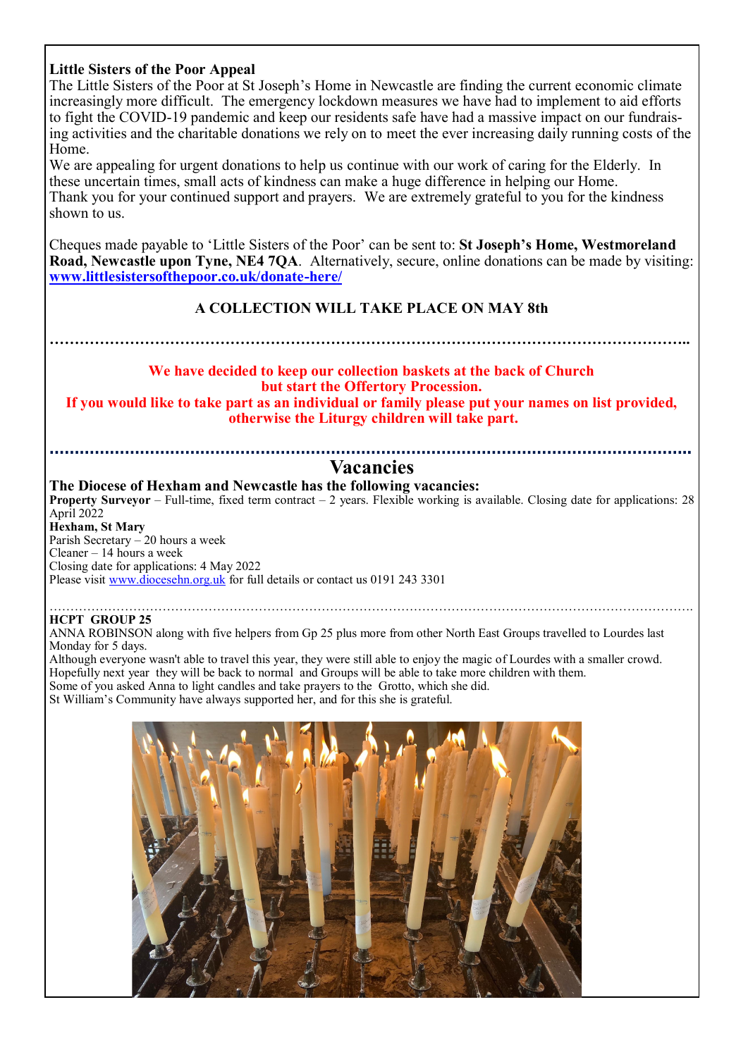**Little Sisters of the Poor Appeal**

The Little Sisters of the Poor at St Joseph's Home in Newcastle are finding the current economic climate increasingly more difficult. The emergency lockdown measures we have had to implement to aid efforts to fight the COVID-19 pandemic and keep our residents safe have had a massive impact on our fundraising activities and the charitable donations we rely on to meet the ever increasing daily running costs of the Home.

We are appealing for urgent donations to help us continue with our work of caring for the Elderly. In these uncertain times, small acts of kindness can make a huge difference in helping our Home.

Thank you for your continued support and prayers. We are extremely grateful to you for the kindness shown to us.

Cheques made payable to 'Little Sisters of the Poor' can be sent to: **St Joseph's Home, Westmoreland Road, Newcastle upon Tyne, NE4 7QA**. Alternatively, secure, online donations can be made by visiting: **www.littlesistersofthepoor.co.uk/donate-here/**

**A COLLECTION WILL TAKE PLACE ON MAY 8th**

---

**We have decided to keep our collection baskets at the back of Church but start the Offertory Procession.**
**If you would like to take part as an individual or family please put your names on list provided, otherwise the Liturgy children will take part.**

---

# Vacancies

**The Diocese of Hexham and Newcastle has the following vacancies:**

**Property Surveyor** – Full-time, fixed term contract – 2 years. Flexible working is available. Closing date for applications: 28 April 2022

**Hexham, St Mary**
Parish Secretary – 20 hours a week
Cleaner – 14 hours a week
Closing date for applications: 4 May 2022
Please visit www.diocesehn.org.uk for full details or contact us 0191 243 3301

---

**HCPT GROUP 25**

ANNA ROBINSON along with five helpers from Gp 25 plus more from other North East Groups travelled to Lourdes last Monday for 5 days.

Although everyone wasn't able to travel this year, they were still able to enjoy the magic of Lourdes with a smaller crowd. Hopefully next year they will be back to normal and Groups will be able to take more children with them.

Some of you asked Anna to light candles and take prayers to the Grotto, which she did.

St William's Community have always supported her, and for this she is grateful.